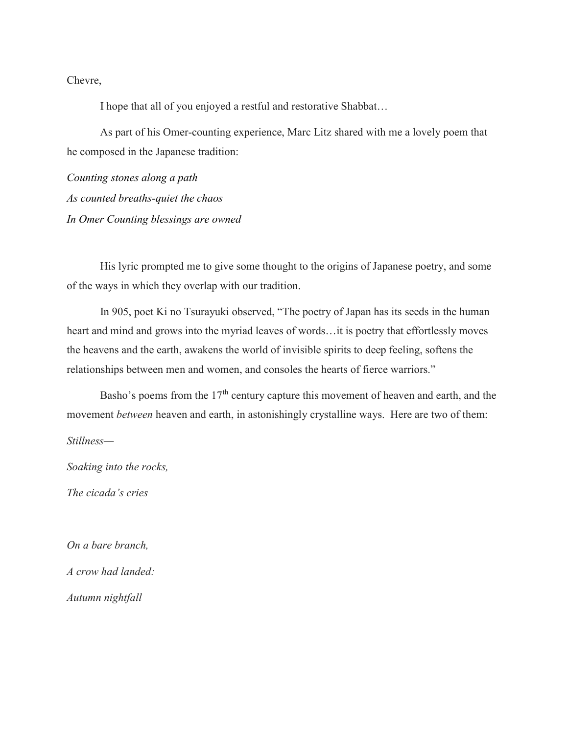Chevre,

I hope that all of you enjoyed a restful and restorative Shabbat…

As part of his Omer-counting experience, Marc Litz shared with me a lovely poem that he composed in the Japanese tradition:

*Counting stones along a path*  
*As counted breaths-quiet the chaos*  
*In Omer Counting blessings are owned*

His lyric prompted me to give some thought to the origins of Japanese poetry, and some of the ways in which they overlap with our tradition.

In 905, poet Ki no Tsurayuki observed, "The poetry of Japan has its seeds in the human heart and mind and grows into the myriad leaves of words…it is poetry that effortlessly moves the heavens and the earth, awakens the world of invisible spirits to deep feeling, softens the relationships between men and women, and consoles the hearts of fierce warriors."

Basho's poems from the 17th century capture this movement of heaven and earth, and the movement *between* heaven and earth, in astonishingly crystalline ways. Here are two of them:

*Stillness—*

*Soaking into the rocks,*

*The cicada's cries*

*On a bare branch,*

*A crow had landed:*

*Autumn nightfall*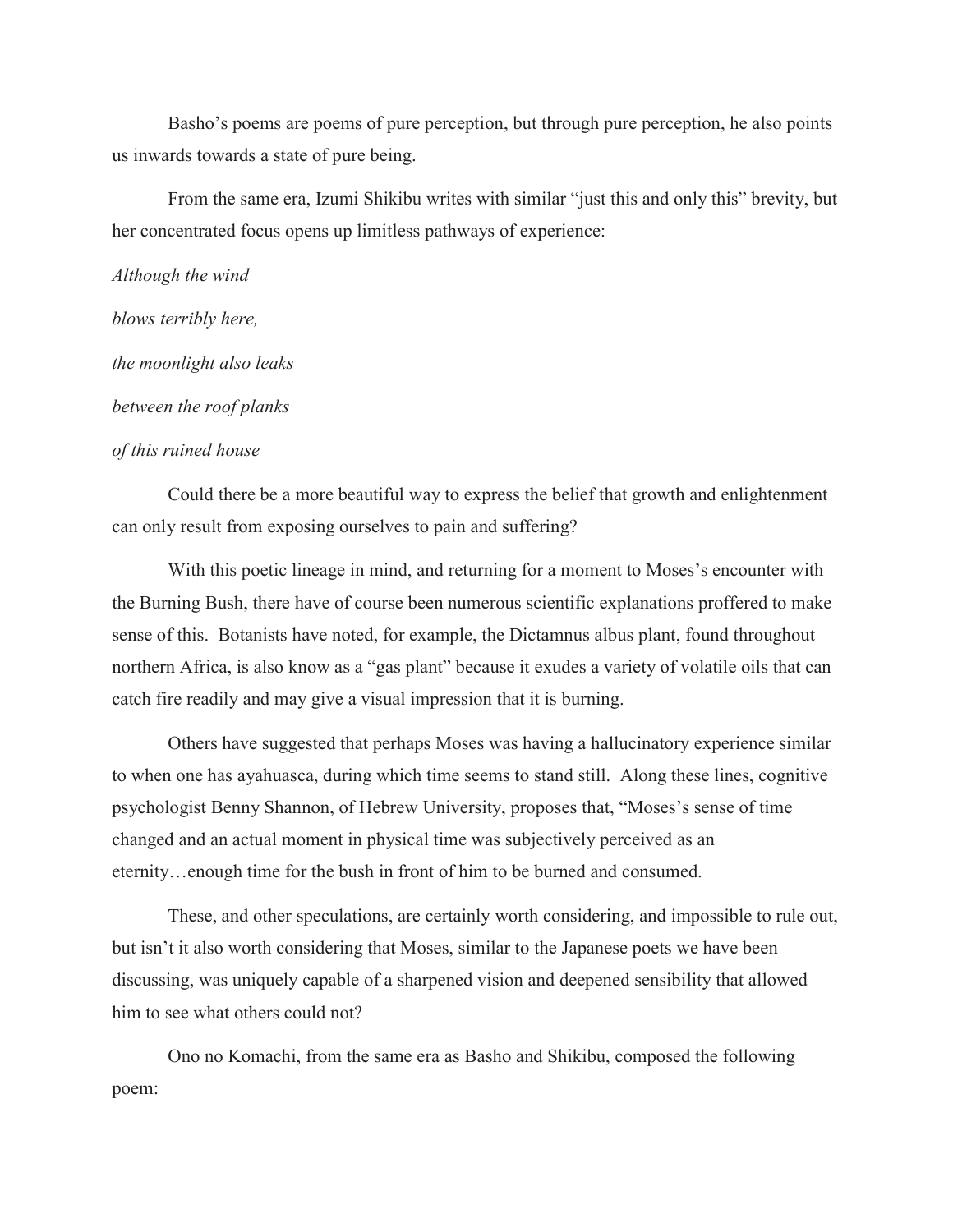Basho's poems are poems of pure perception, but through pure perception, he also points us inwards towards a state of pure being.

From the same era, Izumi Shikibu writes with similar "just this and only this" brevity, but her concentrated focus opens up limitless pathways of experience:

*Although the wind*

*blows terribly here,*

*the moonlight also leaks*

*between the roof planks*

*of this ruined house*

Could there be a more beautiful way to express the belief that growth and enlightenment can only result from exposing ourselves to pain and suffering?

With this poetic lineage in mind, and returning for a moment to Moses's encounter with the Burning Bush, there have of course been numerous scientific explanations proffered to make sense of this. Botanists have noted, for example, the Dictamnus albus plant, found throughout northern Africa, is also know as a "gas plant" because it exudes a variety of volatile oils that can catch fire readily and may give a visual impression that it is burning.

Others have suggested that perhaps Moses was having a hallucinatory experience similar to when one has ayahuasca, during which time seems to stand still. Along these lines, cognitive psychologist Benny Shannon, of Hebrew University, proposes that, "Moses's sense of time changed and an actual moment in physical time was subjectively perceived as an eternity…enough time for the bush in front of him to be burned and consumed.

These, and other speculations, are certainly worth considering, and impossible to rule out, but isn't it also worth considering that Moses, similar to the Japanese poets we have been discussing, was uniquely capable of a sharpened vision and deepened sensibility that allowed him to see what others could not?

Ono no Komachi, from the same era as Basho and Shikibu, composed the following poem: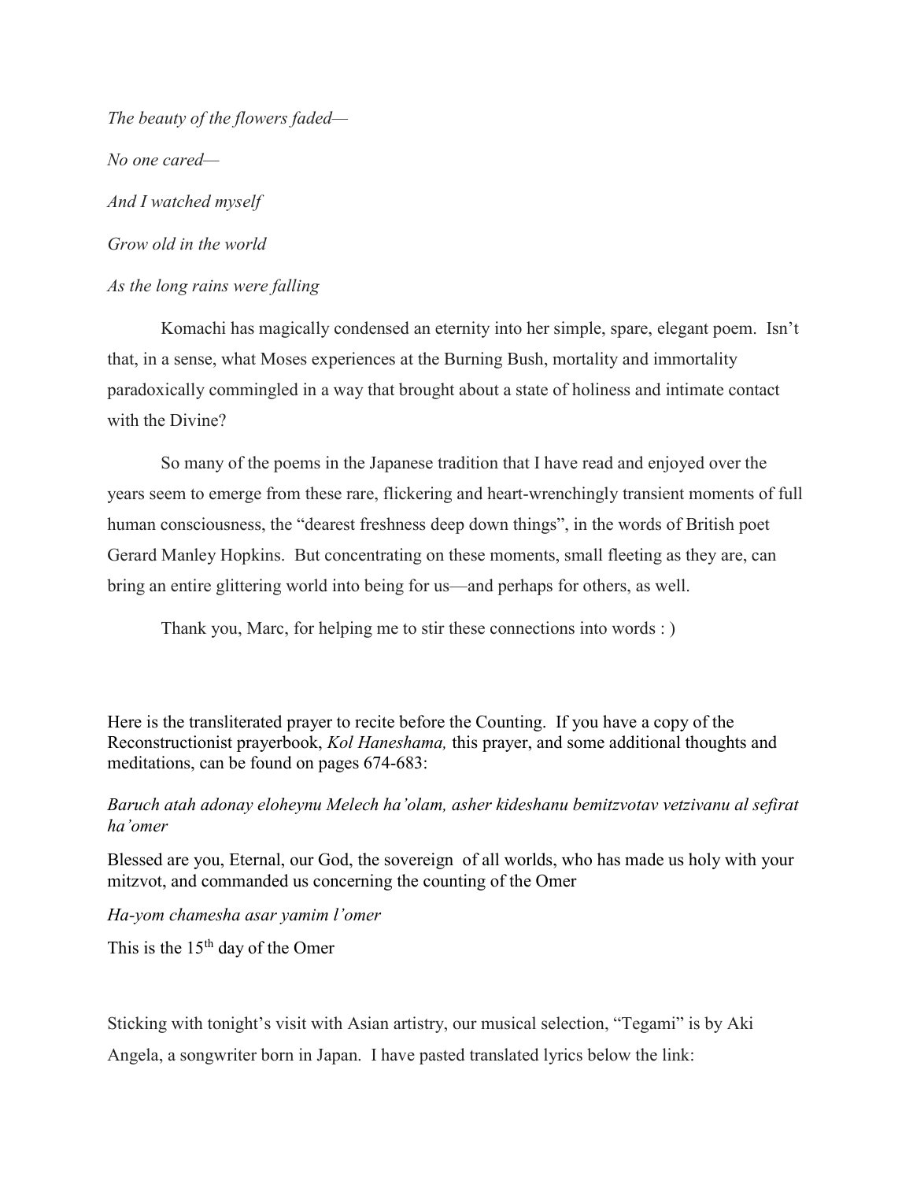*The beauty of the flowers faded—*

*No one cared—*

*And I watched myself*

*Grow old in the world*

*As the long rains were falling*

Komachi has magically condensed an eternity into her simple, spare, elegant poem. Isn't that, in a sense, what Moses experiences at the Burning Bush, mortality and immortality paradoxically commingled in a way that brought about a state of holiness and intimate contact with the Divine?

So many of the poems in the Japanese tradition that I have read and enjoyed over the years seem to emerge from these rare, flickering and heart-wrenchingly transient moments of full human consciousness, the "dearest freshness deep down things", in the words of British poet Gerard Manley Hopkins. But concentrating on these moments, small fleeting as they are, can bring an entire glittering world into being for us—and perhaps for others, as well.

Thank you, Marc, for helping me to stir these connections into words : )

Here is the transliterated prayer to recite before the Counting. If you have a copy of the Reconstructionist prayerbook, *Kol Haneshama,* this prayer, and some additional thoughts and meditations, can be found on pages 674-683:

*Baruch atah adonay eloheynu Melech ha'olam, asher kideshanu bemitzvotav vetzivanu al sefirat ha'omer*

Blessed are you, Eternal, our God, the sovereign of all worlds, who has made us holy with your mitzvot, and commanded us concerning the counting of the Omer

*Ha-yom chamesha asar yamim l'omer*

This is the 15th day of the Omer

Sticking with tonight's visit with Asian artistry, our musical selection, "Tegami" is by Aki Angela, a songwriter born in Japan. I have pasted translated lyrics below the link: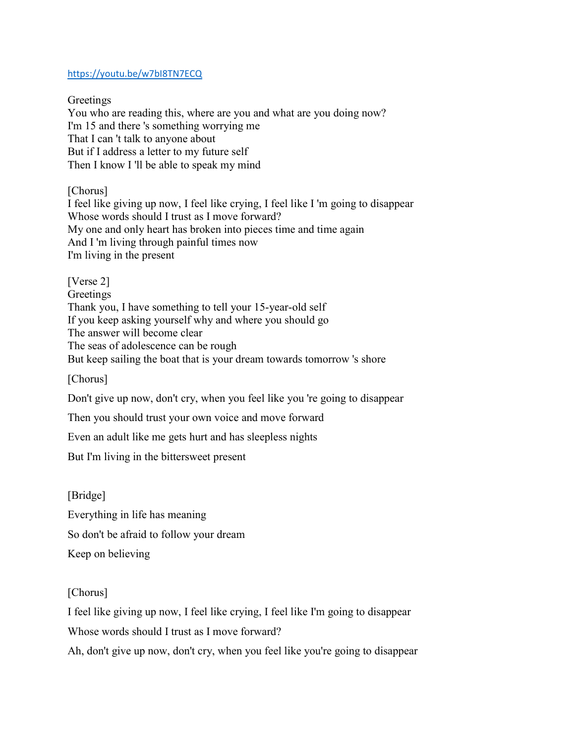https://youtu.be/w7bI8TN7ECQ

Greetings
You who are reading this, where are you and what are you doing now?
I'm 15 and there 's something worrying me
That I can 't talk to anyone about
But if I address a letter to my future self
Then I know I 'll be able to speak my mind

[Chorus]
I feel like giving up now, I feel like crying, I feel like I 'm going to disappear
Whose words should I trust as I move forward?
My one and only heart has broken into pieces time and time again
And I 'm living through painful times now
I'm living in the present

[Verse 2]
Greetings
Thank you, I have something to tell your 15-year-old self
If you keep asking yourself why and where you should go
The answer will become clear
The seas of adolescence can be rough
But keep sailing the boat that is your dream towards tomorrow 's shore

[Chorus]

Don't give up now, don't cry, when you feel like you 're going to disappear

Then you should trust your own voice and move forward

Even an adult like me gets hurt and has sleepless nights

But I'm living in the bittersweet present

[Bridge]

Everything in life has meaning

So don't be afraid to follow your dream

Keep on believing

[Chorus]

I feel like giving up now, I feel like crying, I feel like I'm going to disappear

Whose words should I trust as I move forward?

Ah, don't give up now, don't cry, when you feel like you're going to disappear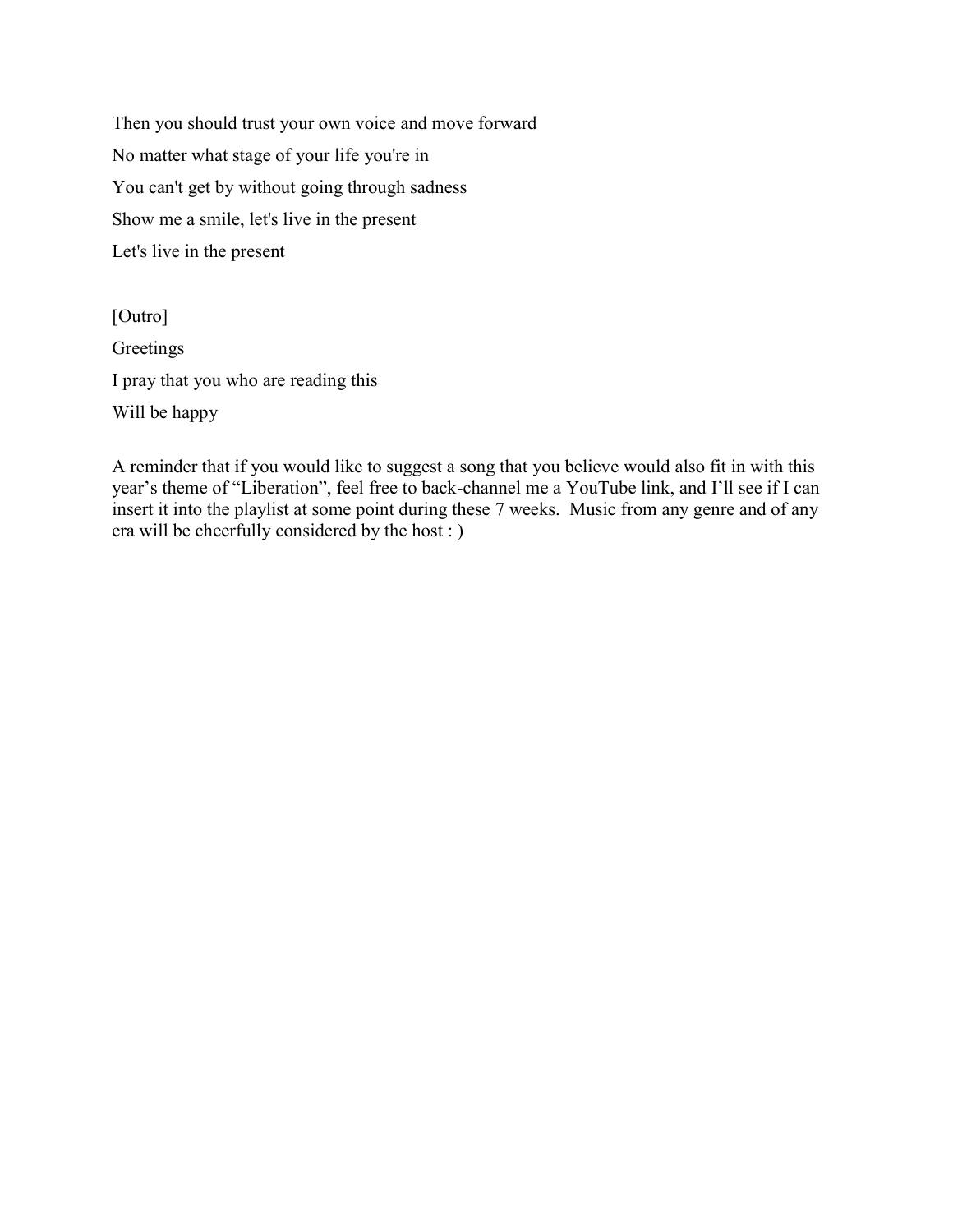Then you should trust your own voice and move forward

No matter what stage of your life you're in

You can't get by without going through sadness

Show me a smile, let's live in the present

Let's live in the present

[Outro]

Greetings

I pray that you who are reading this

Will be happy

A reminder that if you would like to suggest a song that you believe would also fit in with this year's theme of "Liberation", feel free to back-channel me a YouTube link, and I'll see if I can insert it into the playlist at some point during these 7 weeks. Music from any genre and of any era will be cheerfully considered by the host : )